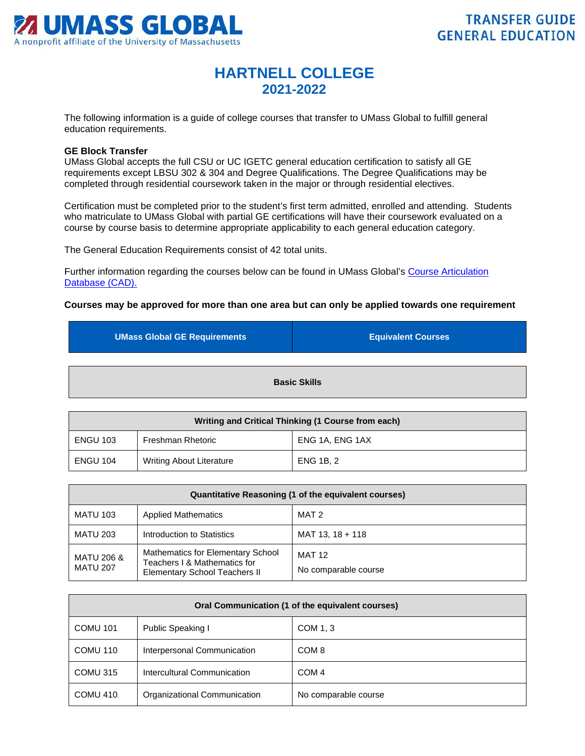**UMASS GLOBAL**
A nonprofit affiliate of the University of Massachusetts

**TRANSFER GUIDE GENERAL EDUCATION**

# HARTNELL COLLEGE
## 2021-2022

The following information is a guide of college courses that transfer to UMass Global to fulfill general education requirements.

**GE Block Transfer**
UMass Global accepts the full CSU or UC IGETC general education certification to satisfy all GE requirements except LBSU 302 & 304 and Degree Qualifications. The Degree Qualifications may be completed through residential coursework taken in the major or through residential electives.

Certification must be completed prior to the student's first term admitted, enrolled and attending. Students who matriculate to UMass Global with partial GE certifications will have their coursework evaluated on a course by course basis to determine appropriate applicability to each general education category.

The General Education Requirements consist of 42 total units.

Further information regarding the courses below can be found in UMass Global's Course Articulation Database (CAD).

**Courses may be approved for more than one area but can only be applied towards one requirement**

| UMass Global GE Requirements | | Equivalent Courses |
|---|---|---|
| **Basic Skills** | | |
| **Writing and Critical Thinking (1 Course from each)** | | |
| ENGU 103 | Freshman Rhetoric | ENG 1A, ENG 1AX |
| ENGU 104 | Writing About Literature | ENG 1B, 2 |
| **Quantitative Reasoning (1 of the equivalent courses)** | | |
| MATU 103 | Applied Mathematics | MAT 2 |
| MATU 203 | Introduction to Statistics | MAT 13, 18 + 118 |
| MATU 206 & MATU 207 | Mathematics for Elementary School Teachers I & Mathematics for Elementary School Teachers II | MAT 12<br>No comparable course |
| **Oral Communication (1 of the equivalent courses)** | | |
| COMU 101 | Public Speaking I | COM 1, 3 |
| COMU 110 | Interpersonal Communication | COM 8 |
| COMU 315 | Intercultural Communication | COM 4 |
| COMU 410 | Organizational Communication | No comparable course |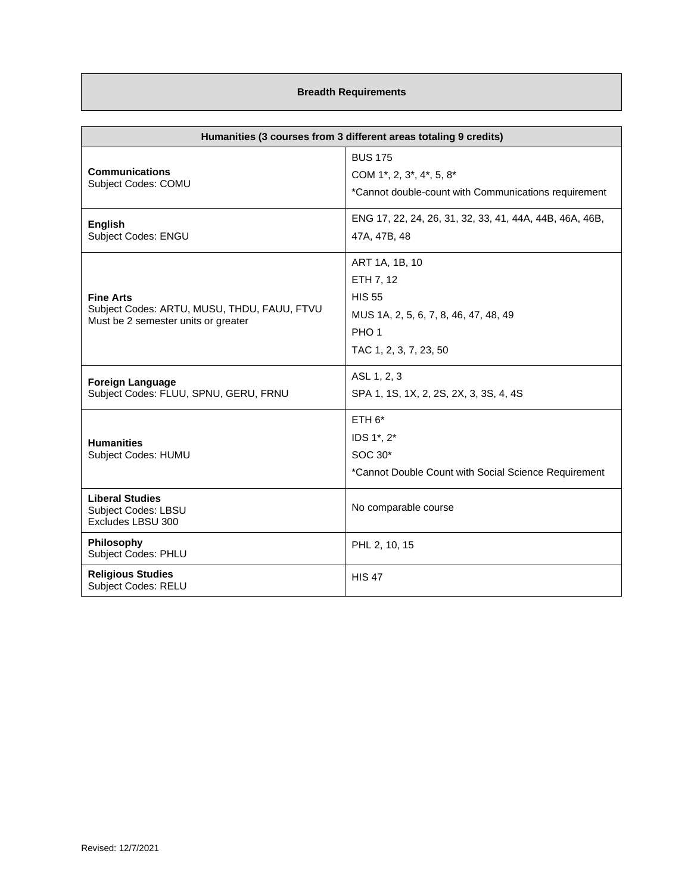## Breadth Requirements

| Humanities (3 courses from 3 different areas totaling 9 credits) | |
|---|---|
| **Communications**<br>Subject Codes: COMU | BUS 175<br>COM 1*, 2, 3*, 4*, 5, 8*<br>*Cannot double-count with Communications requirement |
| **English**<br>Subject Codes: ENGU | ENG 17, 22, 24, 26, 31, 32, 33, 41, 44A, 44B, 46A, 46B, 47A, 47B, 48 |
| **Fine Arts**<br>Subject Codes: ARTU, MUSU, THDU, FAUU, FTVU<br>Must be 2 semester units or greater | ART 1A, 1B, 10<br>ETH 7, 12<br>HIS 55<br>MUS 1A, 2, 5, 6, 7, 8, 46, 47, 48, 49<br>PHO 1<br>TAC 1, 2, 3, 7, 23, 50 |
| **Foreign Language**<br>Subject Codes: FLUU, SPNU, GERU, FRNU | ASL 1, 2, 3<br>SPA 1, 1S, 1X, 2, 2S, 2X, 3, 3S, 4, 4S |
| **Humanities**<br>Subject Codes: HUMU | ETH 6*<br>IDS 1*, 2*<br>SOC 30*<br>*Cannot Double Count with Social Science Requirement |
| **Liberal Studies**<br>Subject Codes: LBSU<br>Excludes LBSU 300 | No comparable course |
| **Philosophy**<br>Subject Codes: PHLU | PHL 2, 10, 15 |
| **Religious Studies**<br>Subject Codes: RELU | HIS 47 |

Revised: 12/7/2021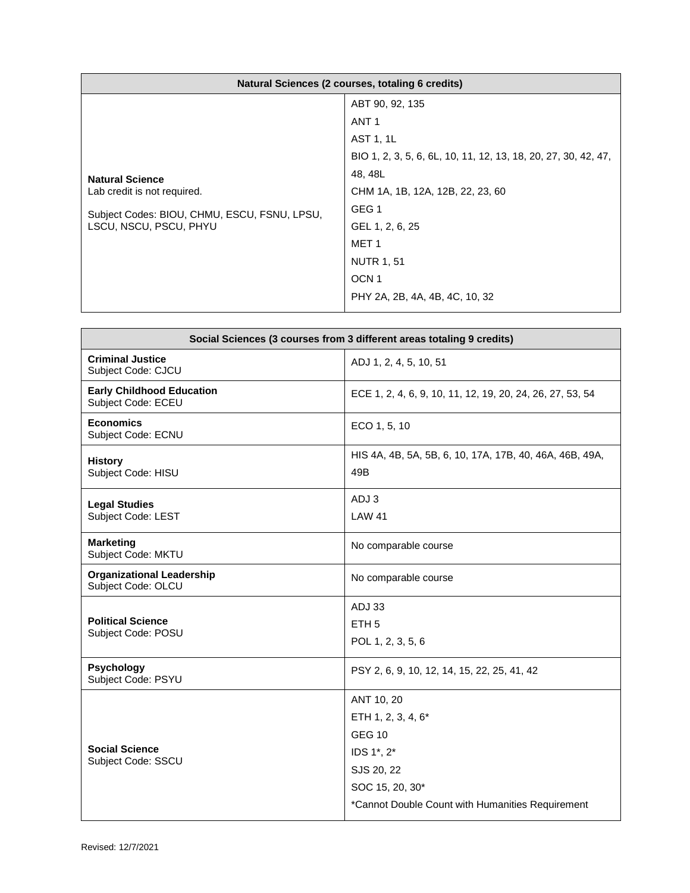| Natural Sciences (2 courses, totaling 6 credits) | |
|---|---|
| **Natural Science**<br>Lab credit is not required.<br><br>Subject Codes: BIOU, CHMU, ESCU, FSNU, LPSU, LSCU, NSCU, PSCU, PHYU | ABT 90, 92, 135<br>ANT 1<br>AST 1, 1L<br>BIO 1, 2, 3, 5, 6, 6L, 10, 11, 12, 13, 18, 20, 27, 30, 42, 47, 48, 48L<br>CHM 1A, 1B, 12A, 12B, 22, 23, 60<br>GEG 1<br>GEL 1, 2, 6, 25<br>MET 1<br>NUTR 1, 51<br>OCN 1<br>PHY 2A, 2B, 4A, 4B, 4C, 10, 32 |

| Social Sciences (3 courses from 3 different areas totaling 9 credits) | |
|---|---|
| **Criminal Justice**<br>Subject Code: CJCU | ADJ 1, 2, 4, 5, 10, 51 |
| **Early Childhood Education**<br>Subject Code: ECEU | ECE 1, 2, 4, 6, 9, 10, 11, 12, 19, 20, 24, 26, 27, 53, 54 |
| **Economics**<br>Subject Code: ECNU | ECO 1, 5, 10 |
| **History**<br>Subject Code: HISU | HIS 4A, 4B, 5A, 5B, 6, 10, 17A, 17B, 40, 46A, 46B, 49A, 49B |
| **Legal Studies**<br>Subject Code: LEST | ADJ 3<br>LAW 41 |
| **Marketing**<br>Subject Code: MKTU | No comparable course |
| **Organizational Leadership**<br>Subject Code: OLCU | No comparable course |
| **Political Science**<br>Subject Code: POSU | ADJ 33<br>ETH 5<br>POL 1, 2, 3, 5, 6 |
| **Psychology**<br>Subject Code: PSYU | PSY 2, 6, 9, 10, 12, 14, 15, 22, 25, 41, 42 |
| **Social Science**<br>Subject Code: SSCU | ANT 10, 20<br>ETH 1, 2, 3, 4, 6*<br>GEG 10<br>IDS 1*, 2*<br>SJS 20, 22<br>SOC 15, 20, 30*<br>*Cannot Double Count with Humanities Requirement |

Revised: 12/7/2021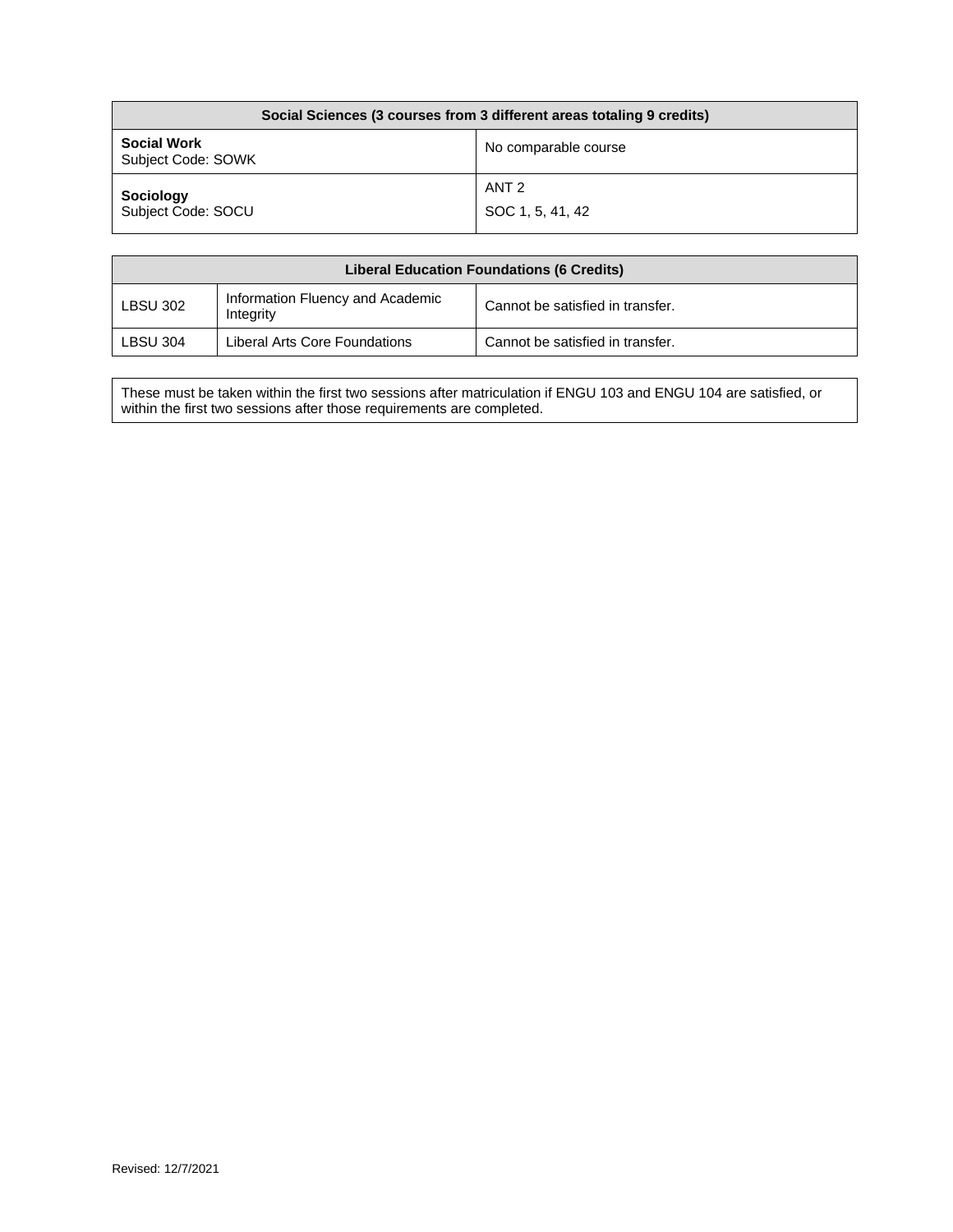| Social Sciences (3 courses from 3 different areas totaling 9 credits) | |
|---|---|
| **Social Work**<br>Subject Code: SOWK | No comparable course |
| **Sociology**<br>Subject Code: SOCU | ANT 2<br>SOC 1, 5, 41, 42 |

| Liberal Education Foundations (6 Credits) | | |
|---|---|---|
| LBSU 302 | Information Fluency and Academic Integrity | Cannot be satisfied in transfer. |
| LBSU 304 | Liberal Arts Core Foundations | Cannot be satisfied in transfer. |

These must be taken within the first two sessions after matriculation if ENGU 103 and ENGU 104 are satisfied, or within the first two sessions after those requirements are completed.

Revised: 12/7/2021